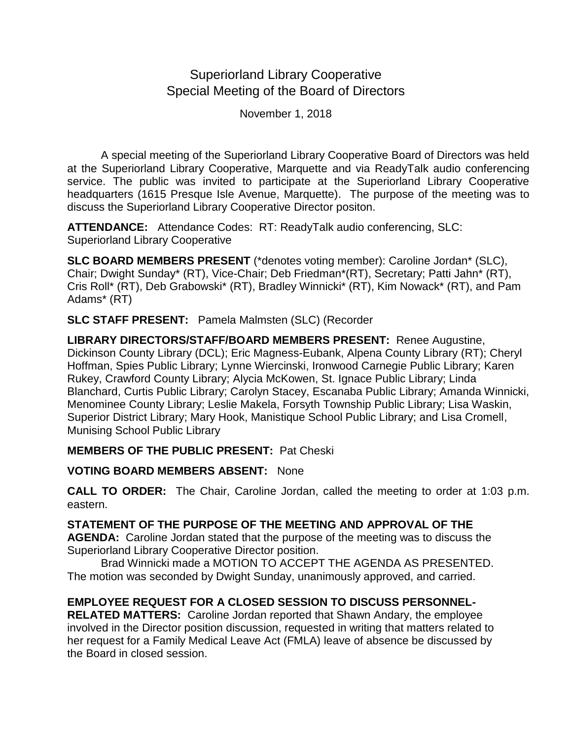# Superiorland Library Cooperative
## Special Meeting of the Board of Directors

November 1, 2018

A special meeting of the Superiorland Library Cooperative Board of Directors was held at the Superiorland Library Cooperative, Marquette and via ReadyTalk audio conferencing service. The public was invited to participate at the Superiorland Library Cooperative headquarters (1615 Presque Isle Avenue, Marquette). The purpose of the meeting was to discuss the Superiorland Library Cooperative Director positon.

**ATTENDANCE:** Attendance Codes: RT: ReadyTalk audio conferencing, SLC: Superiorland Library Cooperative

**SLC BOARD MEMBERS PRESENT** (*denotes voting member): Caroline Jordan* (SLC), Chair; Dwight Sunday* (RT), Vice-Chair; Deb Friedman*(RT), Secretary; Patti Jahn* (RT), Cris Roll* (RT), Deb Grabowski* (RT), Bradley Winnicki* (RT), Kim Nowack* (RT), and Pam Adams* (RT)

**SLC STAFF PRESENT:** Pamela Malmsten (SLC) (Recorder

**LIBRARY DIRECTORS/STAFF/BOARD MEMBERS PRESENT:** Renee Augustine, Dickinson County Library (DCL); Eric Magness-Eubank, Alpena County Library (RT); Cheryl Hoffman, Spies Public Library; Lynne Wiercinski, Ironwood Carnegie Public Library; Karen Rukey, Crawford County Library; Alycia McKowen, St. Ignace Public Library; Linda Blanchard, Curtis Public Library; Carolyn Stacey, Escanaba Public Library; Amanda Winnicki, Menominee County Library; Leslie Makela, Forsyth Township Public Library; Lisa Waskin, Superior District Library; Mary Hook, Manistique School Public Library; and Lisa Cromell, Munising School Public Library

**MEMBERS OF THE PUBLIC PRESENT:** Pat Cheski

**VOTING BOARD MEMBERS ABSENT:** None

**CALL TO ORDER:** The Chair, Caroline Jordan, called the meeting to order at 1:03 p.m. eastern.

**STATEMENT OF THE PURPOSE OF THE MEETING AND APPROVAL OF THE AGENDA:** Caroline Jordan stated that the purpose of the meeting was to discuss the Superiorland Library Cooperative Director position.

Brad Winnicki made a MOTION TO ACCEPT THE AGENDA AS PRESENTED. The motion was seconded by Dwight Sunday, unanimously approved, and carried.

**EMPLOYEE REQUEST FOR A CLOSED SESSION TO DISCUSS PERSONNEL-RELATED MATTERS:** Caroline Jordan reported that Shawn Andary, the employee involved in the Director position discussion, requested in writing that matters related to her request for a Family Medical Leave Act (FMLA) leave of absence be discussed by the Board in closed session.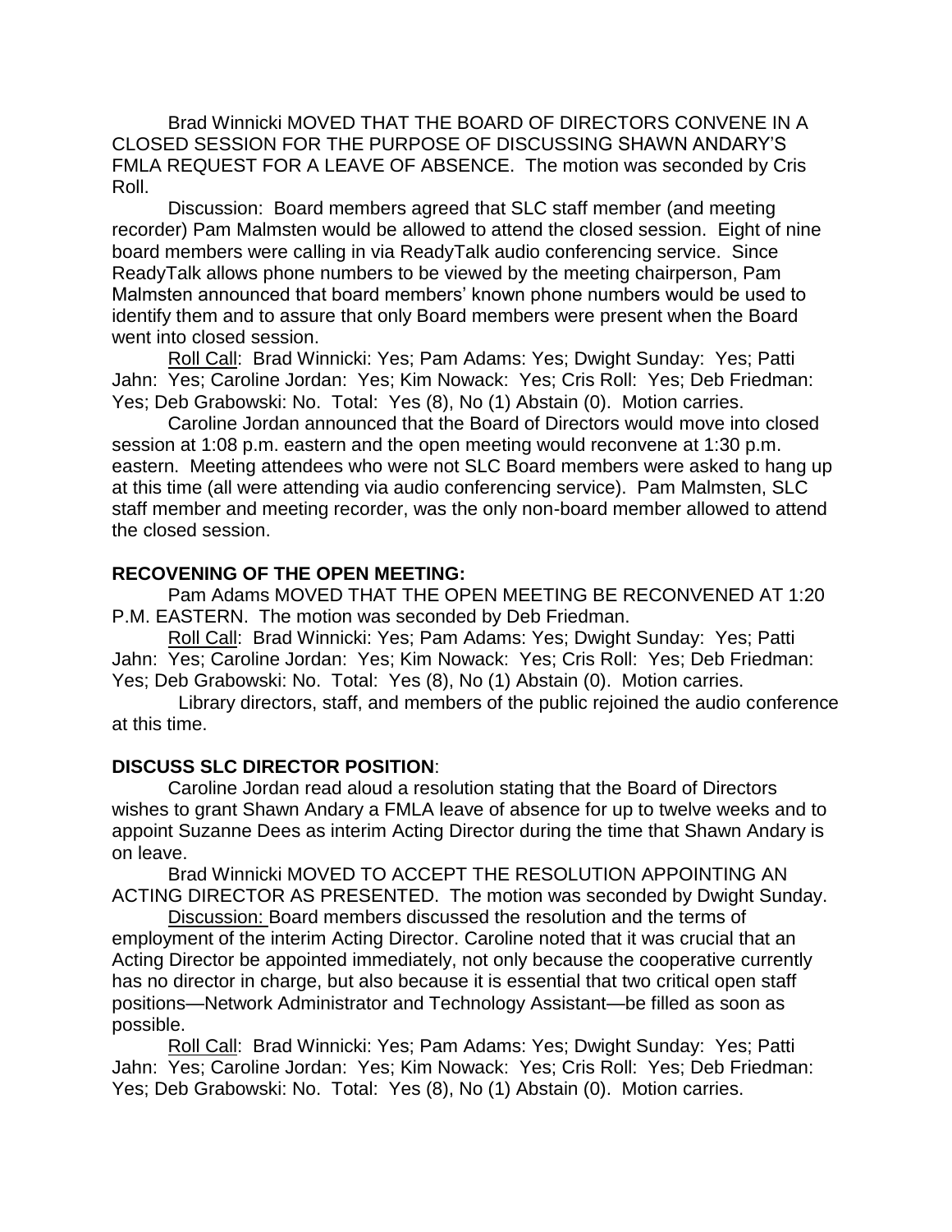Brad Winnicki MOVED THAT THE BOARD OF DIRECTORS CONVENE IN A CLOSED SESSION FOR THE PURPOSE OF DISCUSSING SHAWN ANDARY'S FMLA REQUEST FOR A LEAVE OF ABSENCE. The motion was seconded by Cris Roll.

Discussion: Board members agreed that SLC staff member (and meeting recorder) Pam Malmsten would be allowed to attend the closed session. Eight of nine board members were calling in via ReadyTalk audio conferencing service. Since ReadyTalk allows phone numbers to be viewed by the meeting chairperson, Pam Malmsten announced that board members' known phone numbers would be used to identify them and to assure that only Board members were present when the Board went into closed session.

Roll Call: Brad Winnicki: Yes; Pam Adams: Yes; Dwight Sunday: Yes; Patti Jahn: Yes; Caroline Jordan: Yes; Kim Nowack: Yes; Cris Roll: Yes; Deb Friedman: Yes; Deb Grabowski: No. Total: Yes (8), No (1) Abstain (0). Motion carries.

Caroline Jordan announced that the Board of Directors would move into closed session at 1:08 p.m. eastern and the open meeting would reconvene at 1:30 p.m. eastern. Meeting attendees who were not SLC Board members were asked to hang up at this time (all were attending via audio conferencing service). Pam Malmsten, SLC staff member and meeting recorder, was the only non-board member allowed to attend the closed session.

**RECOVENING OF THE OPEN MEETING:**

Pam Adams MOVED THAT THE OPEN MEETING BE RECONVENED AT 1:20 P.M. EASTERN. The motion was seconded by Deb Friedman.

Roll Call: Brad Winnicki: Yes; Pam Adams: Yes; Dwight Sunday: Yes; Patti Jahn: Yes; Caroline Jordan: Yes; Kim Nowack: Yes; Cris Roll: Yes; Deb Friedman: Yes; Deb Grabowski: No. Total: Yes (8), No (1) Abstain (0). Motion carries.

Library directors, staff, and members of the public rejoined the audio conference at this time.

**DISCUSS SLC DIRECTOR POSITION**:

Caroline Jordan read aloud a resolution stating that the Board of Directors wishes to grant Shawn Andary a FMLA leave of absence for up to twelve weeks and to appoint Suzanne Dees as interim Acting Director during the time that Shawn Andary is on leave.

Brad Winnicki MOVED TO ACCEPT THE RESOLUTION APPOINTING AN ACTING DIRECTOR AS PRESENTED. The motion was seconded by Dwight Sunday.

Discussion: Board members discussed the resolution and the terms of employment of the interim Acting Director. Caroline noted that it was crucial that an Acting Director be appointed immediately, not only because the cooperative currently has no director in charge, but also because it is essential that two critical open staff positions—Network Administrator and Technology Assistant—be filled as soon as possible.

Roll Call: Brad Winnicki: Yes; Pam Adams: Yes; Dwight Sunday: Yes; Patti Jahn: Yes; Caroline Jordan: Yes; Kim Nowack: Yes; Cris Roll: Yes; Deb Friedman: Yes; Deb Grabowski: No. Total: Yes (8), No (1) Abstain (0). Motion carries.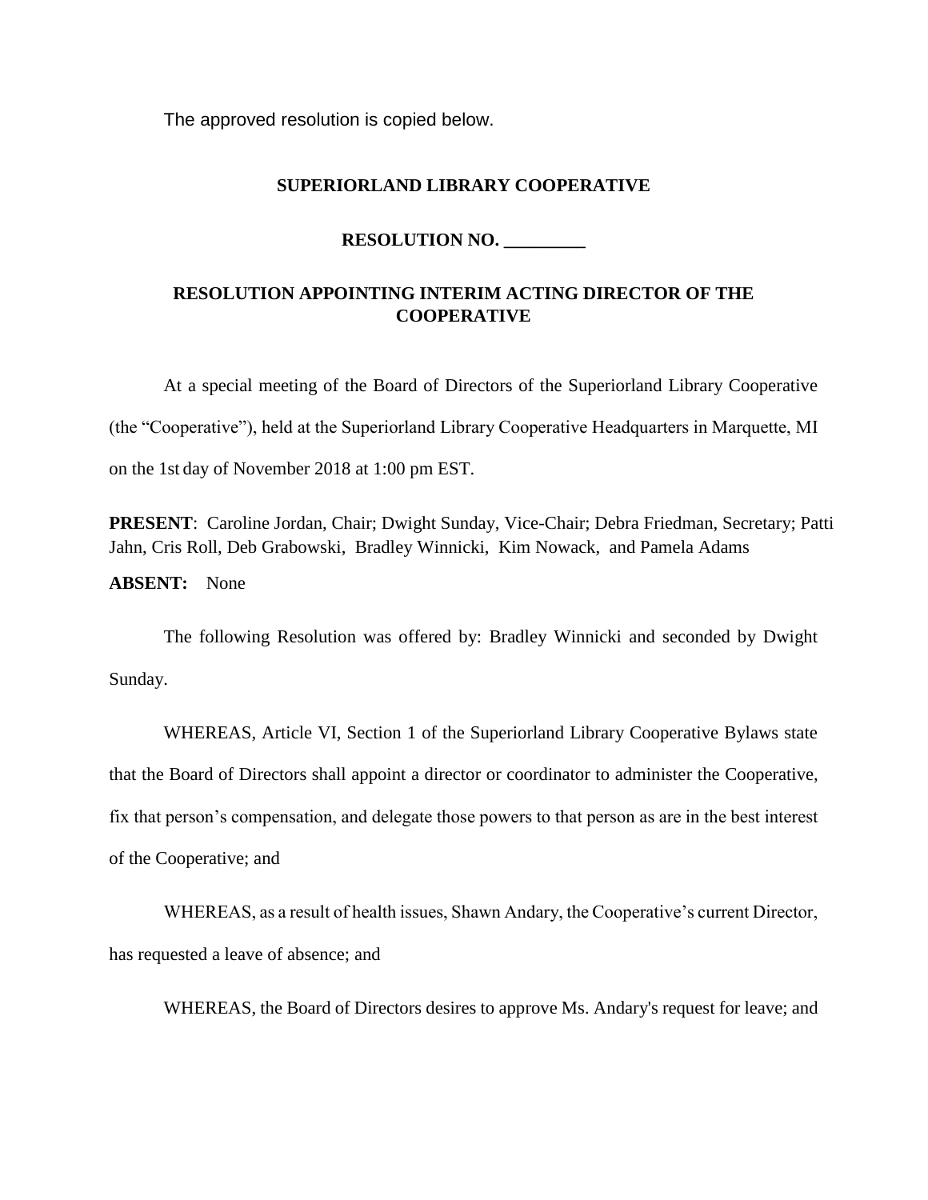The approved resolution is copied below.

**SUPERIORLAND LIBRARY COOPERATIVE**

**RESOLUTION NO. _________**

**RESOLUTION APPOINTING INTERIM ACTING DIRECTOR OF THE COOPERATIVE**

At a special meeting of the Board of Directors of the Superiorland Library Cooperative (the "Cooperative"), held at the Superiorland Library Cooperative Headquarters in Marquette, MI on the 1st day of November 2018 at 1:00 pm EST.

**PRESENT**: Caroline Jordan, Chair; Dwight Sunday, Vice-Chair; Debra Friedman, Secretary; Patti Jahn, Cris Roll, Deb Grabowski, Bradley Winnicki, Kim Nowack, and Pamela Adams

**ABSENT:** None

The following Resolution was offered by: Bradley Winnicki and seconded by Dwight Sunday.

WHEREAS, Article VI, Section 1 of the Superiorland Library Cooperative Bylaws state that the Board of Directors shall appoint a director or coordinator to administer the Cooperative, fix that person's compensation, and delegate those powers to that person as are in the best interest of the Cooperative; and

WHEREAS, as a result of health issues, Shawn Andary, the Cooperative's current Director, has requested a leave of absence; and

WHEREAS, the Board of Directors desires to approve Ms. Andary's request for leave; and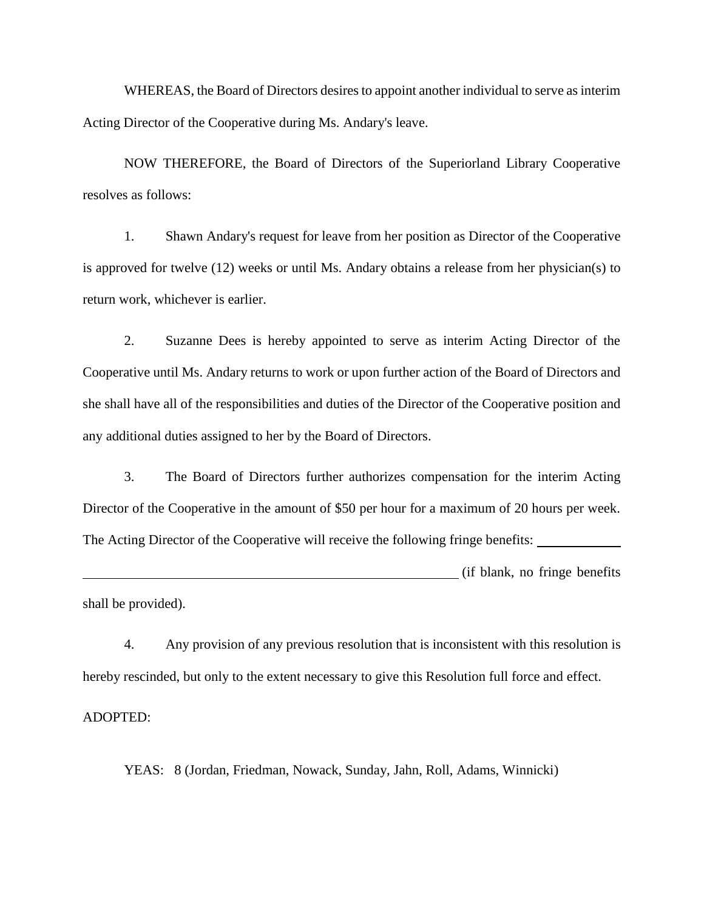WHEREAS, the Board of Directors desires to appoint another individual to serve as interim Acting Director of the Cooperative during Ms. Andary's leave.

NOW THEREFORE, the Board of Directors of the Superiorland Library Cooperative resolves as follows:

1. Shawn Andary's request for leave from her position as Director of the Cooperative is approved for twelve (12) weeks or until Ms. Andary obtains a release from her physician(s) to return work, whichever is earlier.

2. Suzanne Dees is hereby appointed to serve as interim Acting Director of the Cooperative until Ms. Andary returns to work or upon further action of the Board of Directors and she shall have all of the responsibilities and duties of the Director of the Cooperative position and any additional duties assigned to her by the Board of Directors.

3. The Board of Directors further authorizes compensation for the interim Acting Director of the Cooperative in the amount of $50 per hour for a maximum of 20 hours per week. The Acting Director of the Cooperative will receive the following fringe benefits: ____________ ________________________________________________________ (if blank, no fringe benefits shall be provided).

4. Any provision of any previous resolution that is inconsistent with this resolution is hereby rescinded, but only to the extent necessary to give this Resolution full force and effect.

ADOPTED:

YEAS: 8 (Jordan, Friedman, Nowack, Sunday, Jahn, Roll, Adams, Winnicki)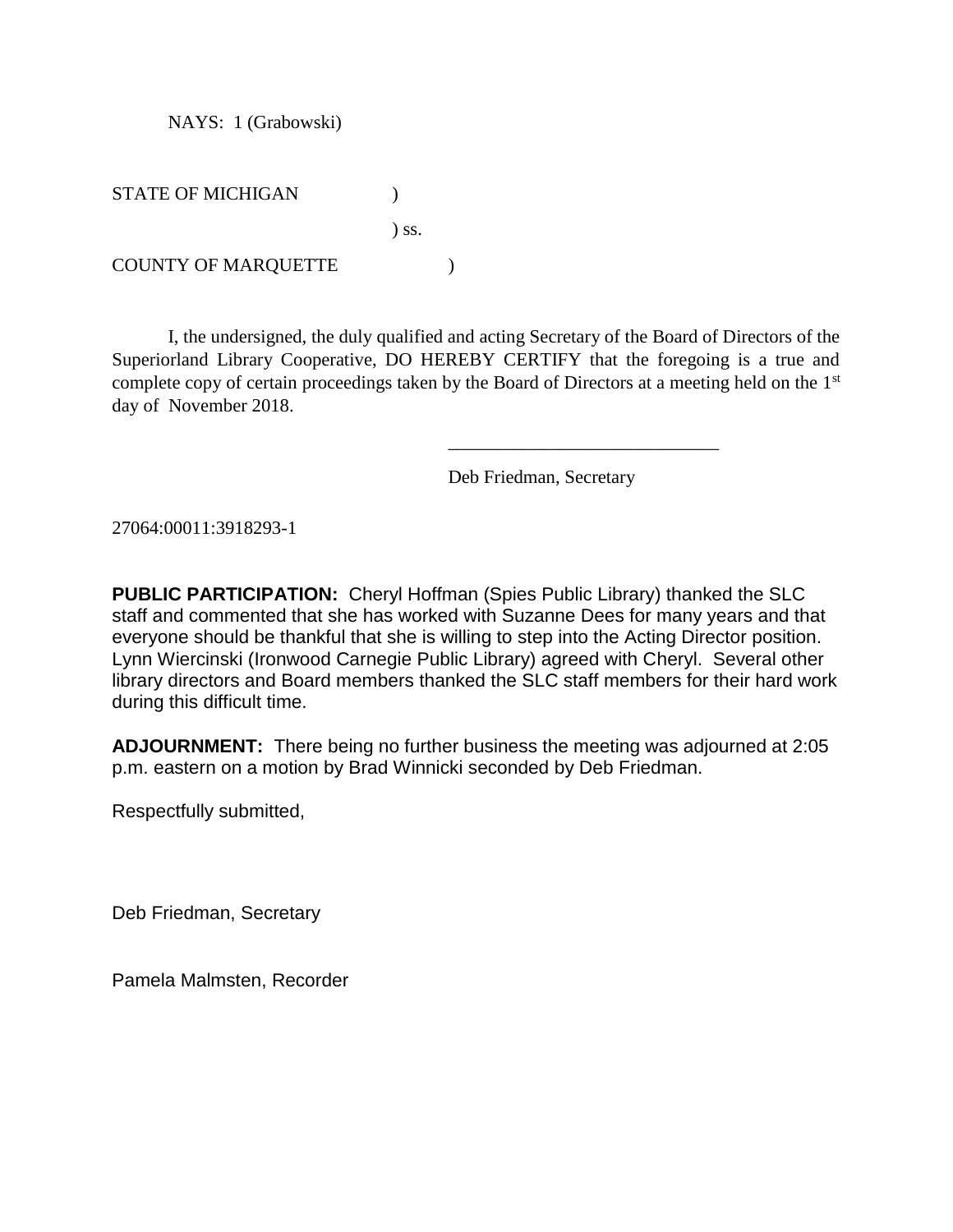NAYS: 1 (Grabowski)

STATE OF MICHIGAN )
) ss.
COUNTY OF MARQUETTE )

I, the undersigned, the duly qualified and acting Secretary of the Board of Directors of the Superiorland Library Cooperative, DO HEREBY CERTIFY that the foregoing is a true and complete copy of certain proceedings taken by the Board of Directors at a meeting held on the 1st day of November 2018.

_____________________________

Deb Friedman, Secretary

27064:00011:3918293-1

**PUBLIC PARTICIPATION:** Cheryl Hoffman (Spies Public Library) thanked the SLC staff and commented that she has worked with Suzanne Dees for many years and that everyone should be thankful that she is willing to step into the Acting Director position. Lynn Wiercinski (Ironwood Carnegie Public Library) agreed with Cheryl. Several other library directors and Board members thanked the SLC staff members for their hard work during this difficult time.

**ADJOURNMENT:** There being no further business the meeting was adjourned at 2:05 p.m. eastern on a motion by Brad Winnicki seconded by Deb Friedman.

Respectfully submitted,

Deb Friedman, Secretary

Pamela Malmsten, Recorder